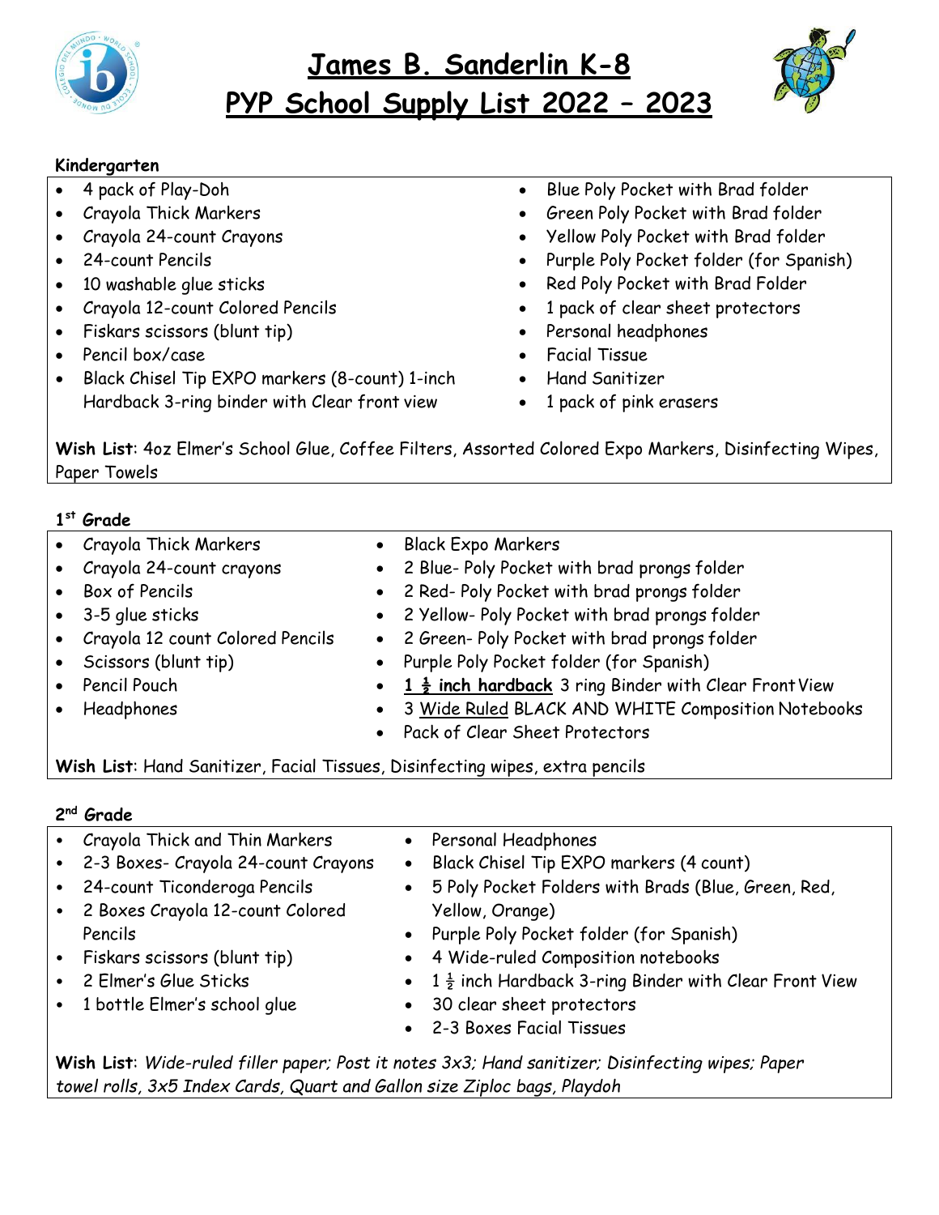# James B. Sanderlin K-8
# PYP School Supply List 2022 – 2023

**Kindergarten**

- 4 pack of Play-Doh
- Crayola Thick Markers
- Crayola 24-count Crayons
- 24-count Pencils
- 10 washable glue sticks
- Crayola 12-count Colored Pencils
- Fiskars scissors (blunt tip)
- Pencil box/case
- Black Chisel Tip EXPO markers (8-count) 1-inch Hardback 3-ring binder with Clear front view
- Blue Poly Pocket with Brad folder
- Green Poly Pocket with Brad folder
- Yellow Poly Pocket with Brad folder
- Purple Poly Pocket folder (for Spanish)
- Red Poly Pocket with Brad Folder
- 1 pack of clear sheet protectors
- Personal headphones
- Facial Tissue
- Hand Sanitizer
- 1 pack of pink erasers

**Wish List**: 4oz Elmer's School Glue, Coffee Filters, Assorted Colored Expo Markers, Disinfecting Wipes, Paper Towels

**1st Grade**

- Crayola Thick Markers
- Crayola 24-count crayons
- Box of Pencils
- 3-5 glue sticks
- Crayola 12 count Colored Pencils
- Scissors (blunt tip)
- Pencil Pouch
- Headphones
- Black Expo Markers
- 2 Blue- Poly Pocket with brad prongs folder
- 2 Red- Poly Pocket with brad prongs folder
- 2 Yellow- Poly Pocket with brad prongs folder
- 2 Green- Poly Pocket with brad prongs folder
- Purple Poly Pocket folder (for Spanish)
- **1 ½ inch hardback** 3 ring Binder with Clear Front View
- 3 Wide Ruled BLACK AND WHITE Composition Notebooks
- Pack of Clear Sheet Protectors

**Wish List**: Hand Sanitizer, Facial Tissues, Disinfecting wipes, extra pencils

**2nd Grade**

- Crayola Thick and Thin Markers
- 2-3 Boxes- Crayola 24-count Crayons
- 24-count Ticonderoga Pencils
- 2 Boxes Crayola 12-count Colored Pencils
- Fiskars scissors (blunt tip)
- 2 Elmer's Glue Sticks
- 1 bottle Elmer's school glue
- Personal Headphones
- Black Chisel Tip EXPO markers (4 count)
- 5 Poly Pocket Folders with Brads (Blue, Green, Red, Yellow, Orange)
- Purple Poly Pocket folder (for Spanish)
- 4 Wide-ruled Composition notebooks
- 1 ½ inch Hardback 3-ring Binder with Clear Front View
- 30 clear sheet protectors
- 2-3 Boxes Facial Tissues

**Wish List**: *Wide-ruled filler paper; Post it notes 3x3; Hand sanitizer; Disinfecting wipes; Paper towel rolls, 3x5 Index Cards, Quart and Gallon size Ziploc bags, Playdoh*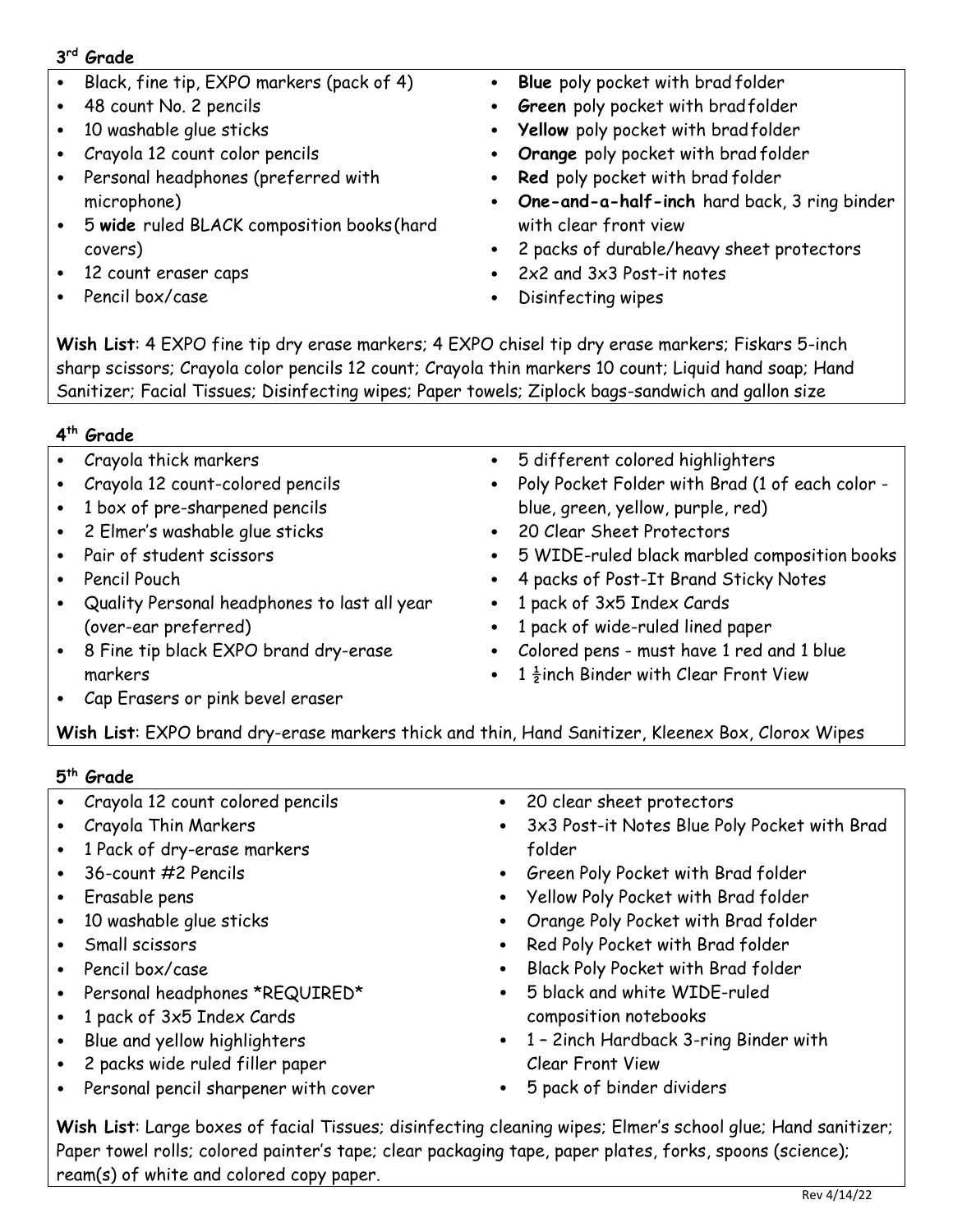## 3rd Grade

- Black, fine tip, EXPO markers (pack of 4)
- 48 count No. 2 pencils
- 10 washable glue sticks
- Crayola 12 count color pencils
- Personal headphones (preferred with microphone)
- 5 **wide** ruled BLACK composition books (hard covers)
- 12 count eraser caps
- Pencil box/case
- **Blue** poly pocket with brad folder
- **Green** poly pocket with brad folder
- **Yellow** poly pocket with brad folder
- **Orange** poly pocket with brad folder
- **Red** poly pocket with brad folder
- **One-and-a-half-inch** hard back, 3 ring binder with clear front view
- 2 packs of durable/heavy sheet protectors
- 2x2 and 3x3 Post-it notes
- Disinfecting wipes

**Wish List**: 4 EXPO fine tip dry erase markers; 4 EXPO chisel tip dry erase markers; Fiskars 5-inch sharp scissors; Crayola color pencils 12 count; Crayola thin markers 10 count; Liquid hand soap; Hand Sanitizer; Facial Tissues; Disinfecting wipes; Paper towels; Ziplock bags-sandwich and gallon size

## 4th Grade

- Crayola thick markers
- Crayola 12 count-colored pencils
- 1 box of pre-sharpened pencils
- 2 Elmer's washable glue sticks
- Pair of student scissors
- Pencil Pouch
- Quality Personal headphones to last all year (over-ear preferred)
- 8 Fine tip black EXPO brand dry-erase markers
- Cap Erasers or pink bevel eraser
- 5 different colored highlighters
- Poly Pocket Folder with Brad (1 of each color - blue, green, yellow, purple, red)
- 20 Clear Sheet Protectors
- 5 WIDE-ruled black marbled composition books
- 4 packs of Post-It Brand Sticky Notes
- 1 pack of 3x5 Index Cards
- 1 pack of wide-ruled lined paper
- Colored pens - must have 1 red and 1 blue
- 1 ½ inch Binder with Clear Front View

**Wish List**: EXPO brand dry-erase markers thick and thin, Hand Sanitizer, Kleenex Box, Clorox Wipes

## 5th Grade

- Crayola 12 count colored pencils
- Crayola Thin Markers
- 1 Pack of dry-erase markers
- 36-count #2 Pencils
- Erasable pens
- 10 washable glue sticks
- Small scissors
- Pencil box/case
- Personal headphones *REQUIRED*
- 1 pack of 3x5 Index Cards
- Blue and yellow highlighters
- 2 packs wide ruled filler paper
- Personal pencil sharpener with cover
- 20 clear sheet protectors
- 3x3 Post-it Notes Blue Poly Pocket with Brad folder
- Green Poly Pocket with Brad folder
- Yellow Poly Pocket with Brad folder
- Orange Poly Pocket with Brad folder
- Red Poly Pocket with Brad folder
- Black Poly Pocket with Brad folder
- 5 black and white WIDE-ruled composition notebooks
- 1 – 2inch Hardback 3-ring Binder with Clear Front View
- 5 pack of binder dividers

**Wish List**: Large boxes of facial Tissues; disinfecting cleaning wipes; Elmer's school glue; Hand sanitizer; Paper towel rolls; colored painter's tape; clear packaging tape, paper plates, forks, spoons (science); ream(s) of white and colored copy paper.

Rev 4/14/22